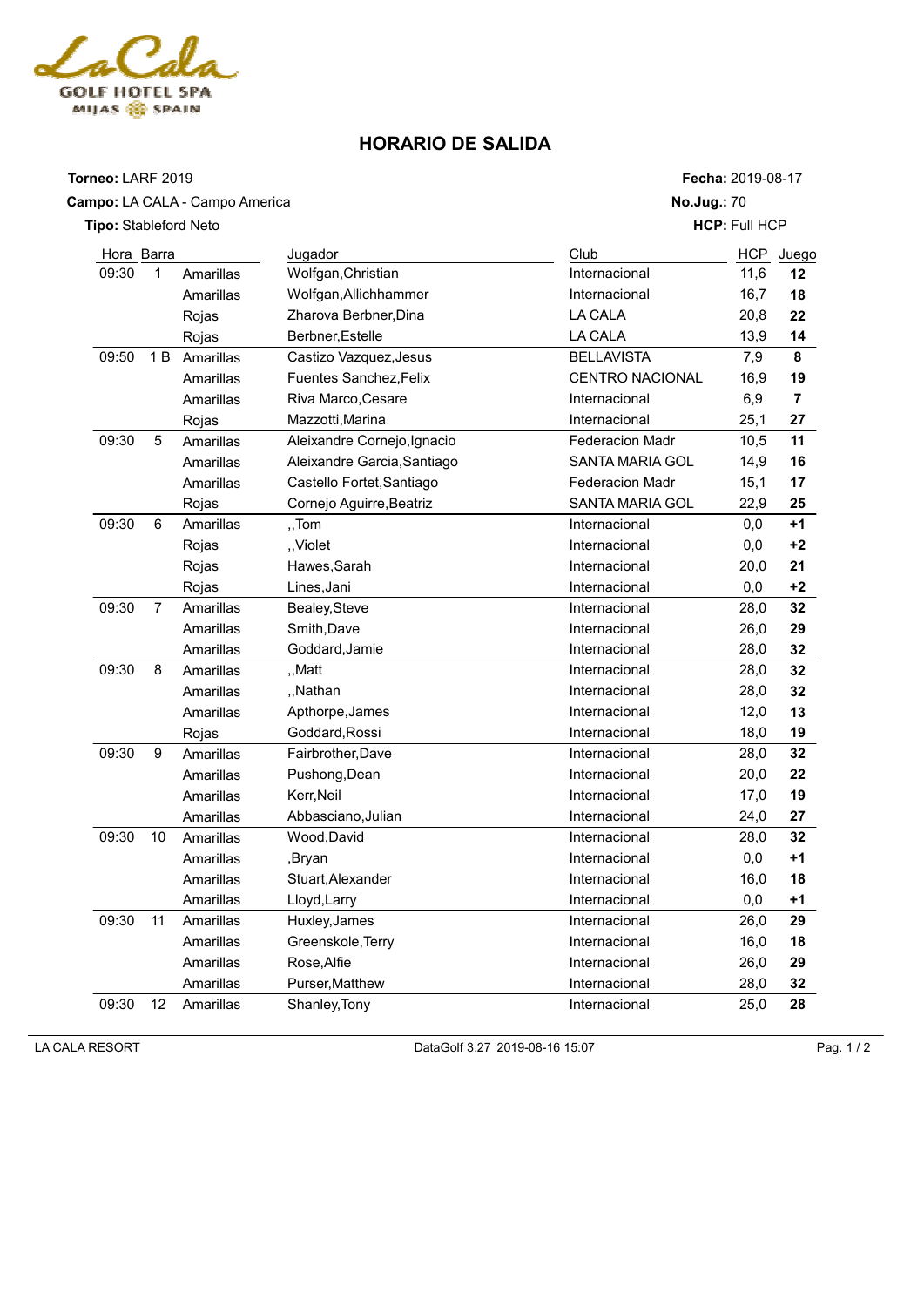# HORARIO DE SALIDA

**Torneo:** LARF 2019

**Campo:** LA CALA - Campo America

**Tipo:** Stableford Neto

**Fecha:** 2019-08-17

**No.Jug.:** 70

**HCP:** Full HCP

| Hora | Barra | | Jugador | Club | HCP | Juego |
|---|---|---|---|---|---|---|
| 09:30 | 1 | Amarillas | Wolfgan,Christian | Internacional | 11,6 | **12** |
| | | Amarillas | Wolfgan,Allichhammer | Internacional | 16,7 | **18** |
| | | Rojas | Zharova Berbner,Dina | LA CALA | 20,8 | **22** |
| | | Rojas | Berbner,Estelle | LA CALA | 13,9 | **14** |
| 09:50 | 1 B | Amarillas | Castizo Vazquez,Jesus | BELLAVISTA | 7,9 | **8** |
| | | Amarillas | Fuentes Sanchez,Felix | CENTRO NACIONAL | 16,9 | **19** |
| | | Amarillas | Riva Marco,Cesare | Internacional | 6,9 | **7** |
| | | Rojas | Mazzotti,Marina | Internacional | 25,1 | **27** |
| 09:30 | 5 | Amarillas | Aleixandre Cornejo,Ignacio | Federacion Madr | 10,5 | **11** |
| | | Amarillas | Aleixandre Garcia,Santiago | SANTA MARIA GOL | 14,9 | **16** |
| | | Amarillas | Castello Fortet,Santiago | Federacion Madr | 15,1 | **17** |
| | | Rojas | Cornejo Aguirre,Beatriz | SANTA MARIA GOL | 22,9 | **25** |
| 09:30 | 6 | Amarillas | ,,Tom | Internacional | 0,0 | **+1** |
| | | Rojas | ,,Violet | Internacional | 0,0 | **+2** |
| | | Rojas | Hawes,Sarah | Internacional | 20,0 | **21** |
| | | Rojas | Lines,Jani | Internacional | 0,0 | **+2** |
| 09:30 | 7 | Amarillas | Bealey,Steve | Internacional | 28,0 | **32** |
| | | Amarillas | Smith,Dave | Internacional | 26,0 | **29** |
| | | Amarillas | Goddard,Jamie | Internacional | 28,0 | **32** |
| 09:30 | 8 | Amarillas | ,,Matt | Internacional | 28,0 | **32** |
| | | Amarillas | ,,Nathan | Internacional | 28,0 | **32** |
| | | Amarillas | Apthorpe,James | Internacional | 12,0 | **13** |
| | | Rojas | Goddard,Rossi | Internacional | 18,0 | **19** |
| 09:30 | 9 | Amarillas | Fairbrother,Dave | Internacional | 28,0 | **32** |
| | | Amarillas | Pushong,Dean | Internacional | 20,0 | **22** |
| | | Amarillas | Kerr,Neil | Internacional | 17,0 | **19** |
| | | Amarillas | Abbasciano,Julian | Internacional | 24,0 | **27** |
| 09:30 | 10 | Amarillas | Wood,David | Internacional | 28,0 | **32** |
| | | Amarillas | ,Bryan | Internacional | 0,0 | **+1** |
| | | Amarillas | Stuart,Alexander | Internacional | 16,0 | **18** |
| | | Amarillas | Lloyd,Larry | Internacional | 0,0 | **+1** |
| 09:30 | 11 | Amarillas | Huxley,James | Internacional | 26,0 | **29** |
| | | Amarillas | Greenskole,Terry | Internacional | 16,0 | **18** |
| | | Amarillas | Rose,Alfie | Internacional | 26,0 | **29** |
| | | Amarillas | Purser,Matthew | Internacional | 28,0 | **32** |
| 09:30 | 12 | Amarillas | Shanley,Tony | Internacional | 25,0 | **28** |

LA CALA RESORT DataGolf 3.27 2019-08-16 15:07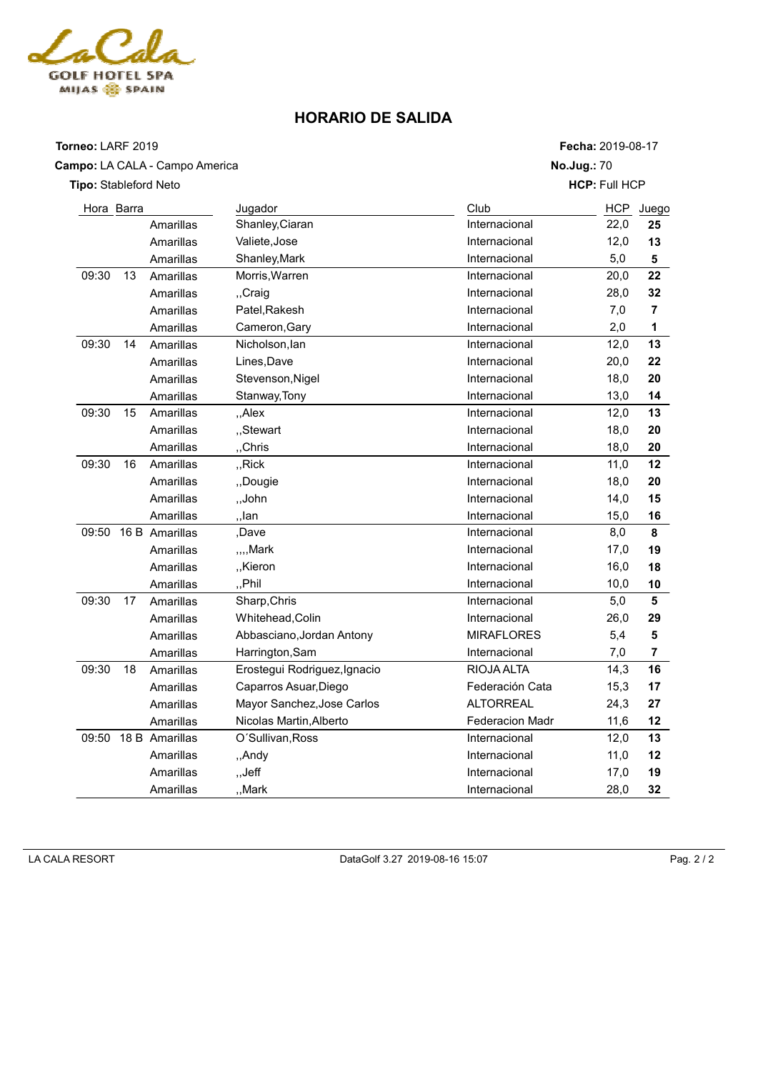# HORARIO DE SALIDA

**Torneo:** LARF 2019

**Campo:** LA CALA - Campo America

**Tipo:** Stableford Neto

**Fecha:** 2019-08-17

**No.Jug.:** 70

**HCP:** Full HCP

| Hora | Barra | | Jugador | Club | HCP | Juego |
|---|---|---|---|---|---|---|
| | | Amarillas | Shanley,Ciaran | Internacional | 22,0 | **25** |
| | | Amarillas | Valiete,Jose | Internacional | 12,0 | **13** |
| | | Amarillas | Shanley,Mark | Internacional | 5,0 | **5** |
| 09:30 | 13 | Amarillas | Morris,Warren | Internacional | 20,0 | **22** |
| | | Amarillas | ,,Craig | Internacional | 28,0 | **32** |
| | | Amarillas | Patel,Rakesh | Internacional | 7,0 | **7** |
| | | Amarillas | Cameron,Gary | Internacional | 2,0 | **1** |
| 09:30 | 14 | Amarillas | Nicholson,Ian | Internacional | 12,0 | **13** |
| | | Amarillas | Lines,Dave | Internacional | 20,0 | **22** |
| | | Amarillas | Stevenson,Nigel | Internacional | 18,0 | **20** |
| | | Amarillas | Stanway,Tony | Internacional | 13,0 | **14** |
| 09:30 | 15 | Amarillas | ,,Alex | Internacional | 12,0 | **13** |
| | | Amarillas | ,,Stewart | Internacional | 18,0 | **20** |
| | | Amarillas | ,,Chris | Internacional | 18,0 | **20** |
| 09:30 | 16 | Amarillas | ,,Rick | Internacional | 11,0 | **12** |
| | | Amarillas | ,,Dougie | Internacional | 18,0 | **20** |
| | | Amarillas | ,,John | Internacional | 14,0 | **15** |
| | | Amarillas | ,,Ian | Internacional | 15,0 | **16** |
| 09:50 | 16 B | Amarillas | ,Dave | Internacional | 8,0 | **8** |
| | | Amarillas | ,,,,Mark | Internacional | 17,0 | **19** |
| | | Amarillas | ,,Kieron | Internacional | 16,0 | **18** |
| | | Amarillas | ,,Phil | Internacional | 10,0 | **10** |
| 09:30 | 17 | Amarillas | Sharp,Chris | Internacional | 5,0 | **5** |
| | | Amarillas | Whitehead,Colin | Internacional | 26,0 | **29** |
| | | Amarillas | Abbasciano,Jordan Antony | MIRAFLORES | 5,4 | **5** |
| | | Amarillas | Harrington,Sam | Internacional | 7,0 | **7** |
| 09:30 | 18 | Amarillas | Erostegui Rodriguez,Ignacio | RIOJA ALTA | 14,3 | **16** |
| | | Amarillas | Caparros Asuar,Diego | Federación Cata | 15,3 | **17** |
| | | Amarillas | Mayor Sanchez,Jose Carlos | ALTORREAL | 24,3 | **27** |
| | | Amarillas | Nicolas Martin,Alberto | Federacion Madr | 11,6 | **12** |
| 09:50 | 18 B | Amarillas | O´Sullivan,Ross | Internacional | 12,0 | **13** |
| | | Amarillas | ,,Andy | Internacional | 11,0 | **12** |
| | | Amarillas | ,,Jeff | Internacional | 17,0 | **19** |
| | | Amarillas | ,,Mark | Internacional | 28,0 | **32** |

LA CALA RESORT — DataGolf 3.27 2019-08-16 15:07